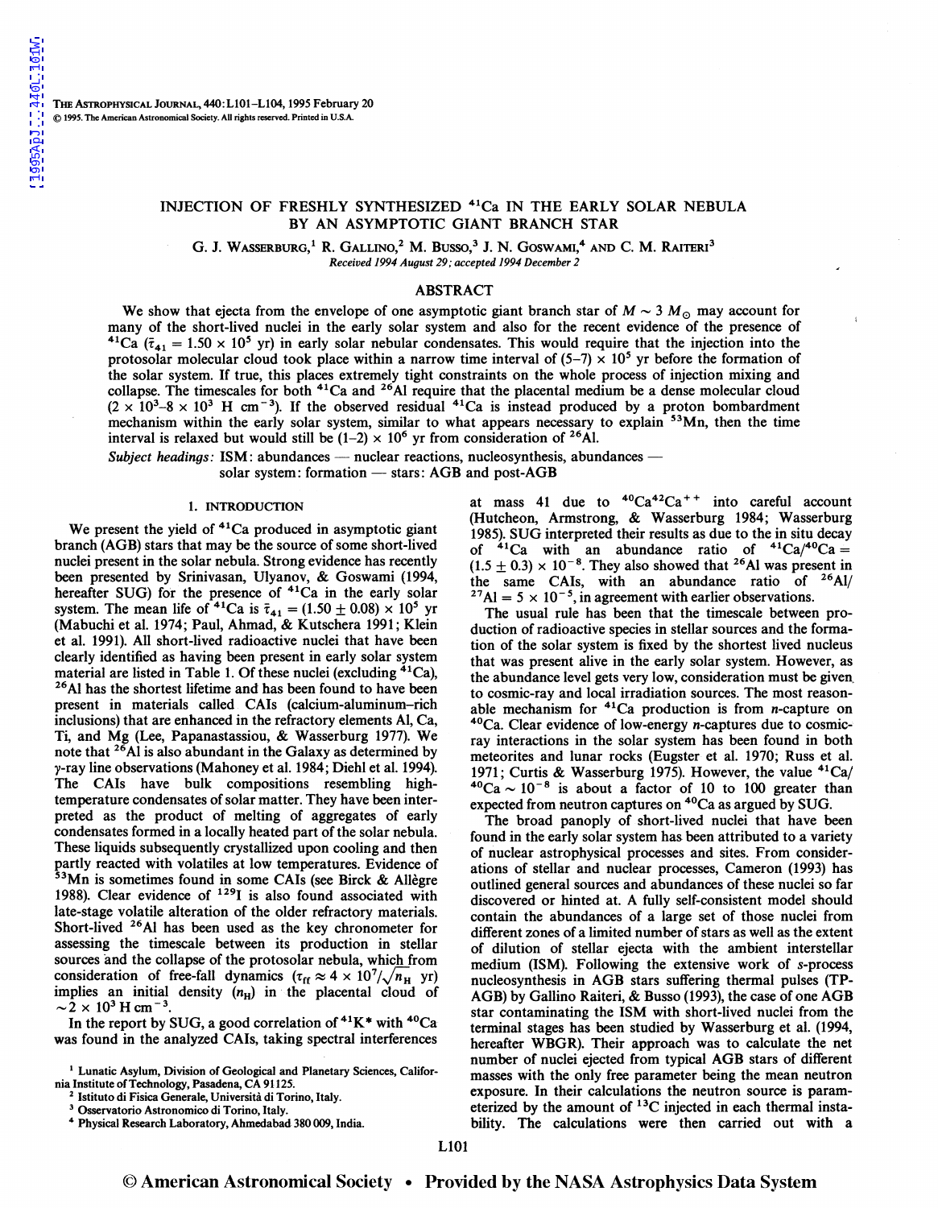# INJECTION OF FRESHLY SYNTHESIZED $^{41}$Ca IN THE EARLY SOLAR NEBULA BY AN ASYMPTOTIC GIANT BRANCH STAR

G. J. Wasserburg,[1] R. Gallino,[2] M. Busso,[3] J. N. Goswami,[4] and C. M. Raiteri[3]

*Received 1994 August 29; accepted 1994 December 2*

## ABSTRACT

We show that ejecta from the envelope of one asymptotic giant branch star of $M \sim 3\ M_\odot$ may account for many of the short-lived nuclei in the early solar system and also for the recent evidence of the presence of $^{41}$Ca ($\bar{\tau}_{41} = 1.50 \times 10^5$ yr) in early solar nebular condensates. This would require that the injection into the protosolar molecular cloud took place within a narrow time interval of $(5\text{–}7) \times 10^5$ yr before the formation of the solar system. If true, this places extremely tight constraints on the whole process of injection mixing and collapse. The timescales for both $^{41}$Ca and $^{26}$Al require that the placental medium be a dense molecular cloud ($2 \times 10^3$–$8 \times 10^3$ H cm$^{-3}$). If the observed residual $^{41}$Ca is instead produced by a proton bombardment mechanism within the early solar system, similar to what appears necessary to explain $^{53}$Mn, then the time interval is relaxed but would still be $(1\text{–}2) \times 10^6$ yr from consideration of $^{26}$Al.

*Subject headings:* ISM: abundances — nuclear reactions, nucleosynthesis, abundances — solar system: formation — stars: AGB and post-AGB

## 1. INTRODUCTION

We present the yield of $^{41}$Ca produced in asymptotic giant branch (AGB) stars that may be the source of some short-lived nuclei present in the solar nebula. Strong evidence has recently been presented by Srinivasan, Ulyanov, & Goswami (1994, hereafter SUG) for the presence of $^{41}$Ca in the early solar system. The mean life of $^{41}$Ca is $\bar{\tau}_{41} = (1.50 \pm 0.08) \times 10^5$ yr (Mabuchi et al. 1974; Paul, Ahmad, & Kutschera 1991; Klein et al. 1991). All short-lived radioactive nuclei that have been clearly identified as having been present in early solar system material are listed in Table 1. Of these nuclei (excluding $^{41}$Ca), $^{26}$Al has the shortest lifetime and has been found to have been present in materials called CAIs (calcium-aluminum–rich inclusions) that are enhanced in the refractory elements Al, Ca, Ti, and Mg (Lee, Papanastassiou, & Wasserburg 1977). We note that $^{26}$Al is also abundant in the Galaxy as determined by $\gamma$-ray line observations (Mahoney et al. 1984; Diehl et al. 1994). The CAIs have bulk compositions resembling high-temperature condensates of solar matter. They have been interpreted as the product of melting of aggregates of early condensates formed in a locally heated part of the solar nebula. These liquids subsequently crystallized upon cooling and then partly reacted with volatiles at low temperatures. Evidence of $^{53}$Mn is sometimes found in some CAIs (see Birck & Allègre 1988). Clear evidence of $^{129}$I is also found associated with late-stage volatile alteration of the older refractory materials. Short-lived $^{26}$Al has been used as the key chronometer for assessing the timescale between its production in stellar sources and the collapse of the protosolar nebula, which from consideration of free-fall dynamics ($\tau_{ff} \approx 4 \times 10^7/\sqrt{n_H}$ yr) implies an initial density ($n_H$) in the placental cloud of $\sim 2 \times 10^3$ H cm$^{-3}$.

In the report by SUG, a good correlation of $^{41}$K* with $^{40}$Ca was found in the analyzed CAIs, taking spectral interferences at mass 41 due to $^{40}$Ca$^{42}$Ca$^{++}$ into careful account (Hutcheon, Armstrong, & Wasserburg 1984; Wasserburg 1985). SUG interpreted their results as due to the in situ decay of $^{41}$Ca with an abundance ratio of $^{41}$Ca/$^{40}$Ca = $(1.5 \pm 0.3) \times 10^{-8}$. They also showed that $^{26}$Al was present in the same CAIs, with an abundance ratio of $^{26}$Al/$^{27}$Al = $5 \times 10^{-5}$, in agreement with earlier observations.

The usual rule has been that the timescale between production of radioactive species in stellar sources and the formation of the solar system is fixed by the shortest lived nucleus that was present alive in the early solar system. However, as the abundance level gets very low, consideration must be given to cosmic-ray and local irradiation sources. The most reasonable mechanism for $^{41}$Ca production is from $n$-capture on $^{40}$Ca. Clear evidence of low-energy $n$-captures due to cosmic-ray interactions in the solar system has been found in both meteorites and lunar rocks (Eugster et al. 1970; Russ et al. 1971; Curtis & Wasserburg 1975). However, the value $^{41}$Ca/$^{40}$Ca $\sim 10^{-8}$ is about a factor of 10 to 100 greater than expected from neutron captures on $^{40}$Ca as argued by SUG.

The broad panoply of short-lived nuclei that have been found in the early solar system has been attributed to a variety of nuclear astrophysical processes and sites. From considerations of stellar and nuclear processes, Cameron (1993) has outlined general sources and abundances of these nuclei so far discovered or hinted at. A fully self-consistent model should contain the abundances of a large set of those nuclei from different zones of a limited number of stars as well as the extent of dilution of stellar ejecta with the ambient interstellar medium (ISM). Following the extensive work of $s$-process nucleosynthesis in AGB stars suffering thermal pulses (TP-AGB) by Gallino Raiteri, & Busso (1993), the case of one AGB star contaminating the ISM with short-lived nuclei from the terminal stages has been studied by Wasserburg et al. (1994, hereafter WBGR). Their approach was to calculate the net number of nuclei ejected from typical AGB stars of different masses with the only free parameter being the mean neutron exposure. In their calculations the neutron source is parameterized by the amount of $^{13}$C injected in each thermal instability. The calculations were then carried out with a

---

[1] Lunatic Asylum, Division of Geological and Planetary Sciences, California Institute of Technology, Pasadena, CA 91125.

[2] Istituto di Fisica Generale, Università di Torino, Italy.

[3] Osservatorio Astronomico di Torino, Italy.

[4] Physical Research Laboratory, Ahmedabad 380 009, India.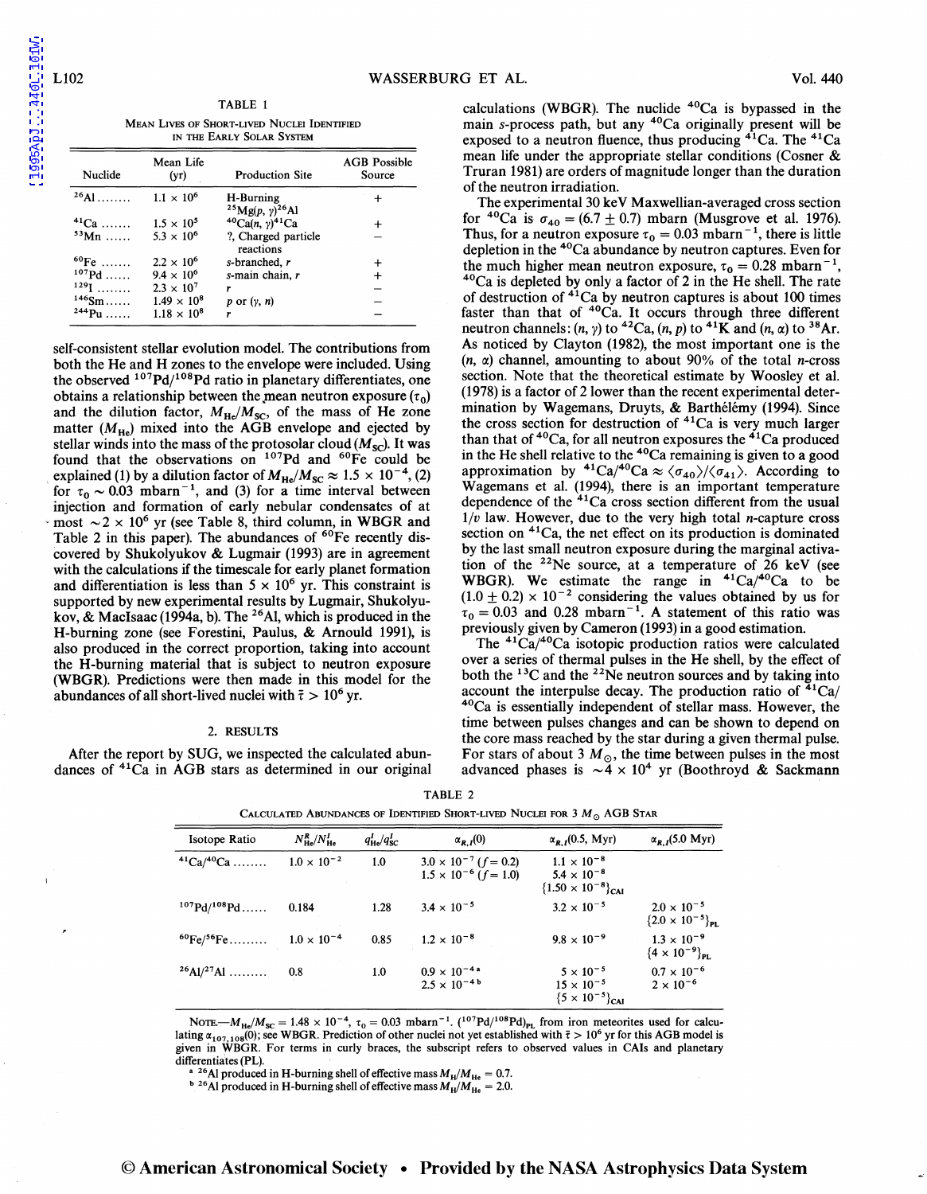TABLE 1

MEAN LIVES OF SHORT-LIVED NUCLEI IDENTIFIED IN THE EARLY SOLAR SYSTEM

| Nuclide | Mean Life (yr) | Production Site | AGB Possible Source |
|---|---|---|---|
| $^{26}$Al ........ | $1.1 \times 10^6$ | H-Burning $^{25}$Mg(p, γ)$^{26}$Al | + |
| $^{41}$Ca ....... | $1.5 \times 10^5$ | $^{40}$Ca(n, γ)$^{41}$Ca | + |
| $^{53}$Mn ...... | $5.3 \times 10^6$ | ?, Charged particle reactions | − |
| $^{60}$Fe ....... | $2.2 \times 10^6$ | s-branched, r | + |
| $^{107}$Pd ...... | $9.4 \times 10^6$ | s-main chain, r | + |
| $^{129}$I ........ | $2.3 \times 10^7$ | r | − |
| $^{146}$Sm...... | $1.49 \times 10^8$ | p or (γ, n) | − |
| $^{244}$Pu ...... | $1.18 \times 10^8$ | r | − |

self-consistent stellar evolution model. The contributions from both the He and H zones to the envelope were included. Using the observed $^{107}$Pd/$^{108}$Pd ratio in planetary differentiates, one obtains a relationship between the mean neutron exposure ($\tau_0$) and the dilution factor, $M_{\rm He}/M_{\rm SC}$, of the mass of He zone matter ($M_{\rm He}$) mixed into the AGB envelope and ejected by stellar winds into the mass of the protosolar cloud ($M_{\rm SC}$). It was found that the observations on $^{107}$Pd and $^{60}$Fe could be explained (1) by a dilution factor of $M_{\rm He}/M_{\rm SC} \approx 1.5 \times 10^{-4}$, (2) for $\tau_0 \sim 0.03$ mbarn$^{-1}$, and (3) for a time interval between injection and formation of early nebular condensates of at most $\sim 2 \times 10^6$ yr (see Table 8, third column, in WBGR and Table 2 in this paper). The abundances of $^{60}$Fe recently discovered by Shukolyukov & Lugmair (1993) are in agreement with the calculations if the timescale for early planet formation and differentiation is less than $5 \times 10^6$ yr. This constraint is supported by new experimental results by Lugmair, Shukolyukov, & MacIsaac (1994a, b). The $^{26}$Al, which is produced in the H-burning zone (see Forestini, Paulus, & Arnould 1991), is also produced in the correct proportion, taking into account the H-burning material that is subject to neutron exposure (WBGR). Predictions were then made in this model for the abundances of all short-lived nuclei with $\bar{\tau} > 10^6$ yr.

## 2. RESULTS

After the report by SUG, we inspected the calculated abundances of $^{41}$Ca in AGB stars as determined in our original calculations (WBGR). The nuclide $^{40}$Ca is bypassed in the main s-process path, but any $^{40}$Ca originally present will be exposed to a neutron fluence, thus producing $^{41}$Ca. The $^{41}$Ca mean life under the appropriate stellar conditions (Cosner & Truran 1981) are orders of magnitude longer than the duration of the neutron irradiation.

The experimental 30 keV Maxwellian-averaged cross section for $^{40}$Ca is $\sigma_{40} = (6.7 \pm 0.7)$ mbarn (Musgrove et al. 1976). Thus, for a neutron exposure $\tau_0 = 0.03$ mbarn$^{-1}$, there is little depletion in the $^{40}$Ca abundance by neutron captures. Even for the much higher mean neutron exposure, $\tau_0 = 0.28$ mbarn$^{-1}$, $^{40}$Ca is depleted by only a factor of 2 in the He shell. The rate of destruction of $^{41}$Ca by neutron captures is about 100 times faster than that of $^{40}$Ca. It occurs through three different neutron channels: (n, γ) to $^{42}$Ca, (n, p) to $^{41}$K and (n, α) to $^{38}$Ar. As noticed by Clayton (1982), the most important one is the (n, α) channel, amounting to about 90% of the total n-cross section. Note that the theoretical estimate by Woosley et al. (1978) is a factor of 2 lower than the recent experimental determination by Wagemans, Druyts, & Barthélémy (1994). Since the cross section for destruction of $^{41}$Ca is very much larger than that of $^{40}$Ca, for all neutron exposures the $^{41}$Ca produced in the He shell relative to the $^{40}$Ca remaining is given to a good approximation by $^{41}{\rm Ca}/^{40}{\rm Ca} \approx \langle\sigma_{40}\rangle/\langle\sigma_{41}\rangle$. According to Wagemans et al. (1994), there is an important temperature dependence of the $^{41}$Ca cross section different from the usual $1/v$ law. However, due to the very high total n-capture cross section on $^{41}$Ca, the net effect on its production is dominated by the last small neutron exposure during the marginal activation of the $^{22}$Ne source, at a temperature of 26 keV (see WBGR). We estimate the range in $^{41}$Ca/$^{40}$Ca to be $(1.0 \pm 0.2) \times 10^{-2}$ considering the values obtained by us for $\tau_0 = 0.03$ and 0.28 mbarn$^{-1}$. A statement of this ratio was previously given by Cameron (1993) in a good estimation.

The $^{41}$Ca/$^{40}$Ca isotopic production ratios were calculated over a series of thermal pulses in the He shell, by the effect of both the $^{13}$C and the $^{22}$Ne neutron sources and by taking into account the interpulse decay. The production ratio of $^{41}$Ca/$^{40}$Ca is essentially independent of stellar mass. However, the time between pulses changes and can be shown to depend on the core mass reached by the star during a given thermal pulse. For stars of about 3 $M_\odot$, the time between pulses in the most advanced phases is $\sim 4 \times 10^4$ yr (Boothroyd & Sackmann

TABLE 2

CALCULATED ABUNDANCES OF IDENTIFIED SHORT-LIVED NUCLEI FOR 3 $M_\odot$ AGB STAR

| Isotope Ratio | $N^R_{\rm He}/N^I_{\rm He}$ | $q^I_{\rm He}/q^I_{\rm SC}$ | $\alpha_{R,I}(0)$ | $\alpha_{R,I}$(0.5, Myr) | $\alpha_{R,I}$(5.0 Myr) |
|---|---|---|---|---|---|
| $^{41}$Ca/$^{40}$Ca ........ | $1.0 \times 10^{-2}$ | 1.0 | $3.0 \times 10^{-7}$ ($f = 0.2$) | $1.1 \times 10^{-8}$ | |
| | | | $1.5 \times 10^{-6}$ ($f = 1.0$) | $5.4 \times 10^{-8}$ | |
| | | | | $\{1.50 \times 10^{-8}\}_{\rm CAI}$ | |
| $^{107}$Pd/$^{108}$Pd...... | 0.184 | 1.28 | $3.4 \times 10^{-5}$ | $3.2 \times 10^{-5}$ | $2.0 \times 10^{-5}$ |
| | | | | | $\{2.0 \times 10^{-5}\}_{\rm PL}$ |
| $^{60}$Fe/$^{56}$Fe......... | $1.0 \times 10^{-4}$ | 0.85 | $1.2 \times 10^{-8}$ | $9.8 \times 10^{-9}$ | $1.3 \times 10^{-9}$ |
| | | | | | $\{4 \times 10^{-9}\}_{\rm PL}$ |
| $^{26}$Al/$^{27}$Al ......... | 0.8 | 1.0 | $0.9 \times 10^{-4}$ [a] | $5 \times 10^{-5}$ | $0.7 \times 10^{-6}$ |
| | | | $2.5 \times 10^{-4}$ [b] | $15 \times 10^{-5}$ | $2 \times 10^{-6}$ |
| | | | | $\{5 \times 10^{-5}\}_{\rm CAI}$ | |

NOTE.—$M_{\rm He}/M_{\rm SC} = 1.48 \times 10^{-4}$, $\tau_0 = 0.03$ mbarn$^{-1}$. $(^{107}{\rm Pd}/^{108}{\rm Pd})_{\rm PL}$ from iron meteorites used for calculating $\alpha_{107,108}(0)$; see WBGR. Prediction of other nuclei not yet established with $\bar{\tau} > 10^6$ yr for this AGB model is given in WBGR. For terms in curly braces, the subscript refers to observed values in CAIs and planetary differentiates (PL).

[a] $^{26}$Al produced in H-burning shell of effective mass $M_{\rm H}/M_{\rm He} = 0.7$.

[b] $^{26}$Al produced in H-burning shell of effective mass $M_{\rm H}/M_{\rm He} = 2.0$.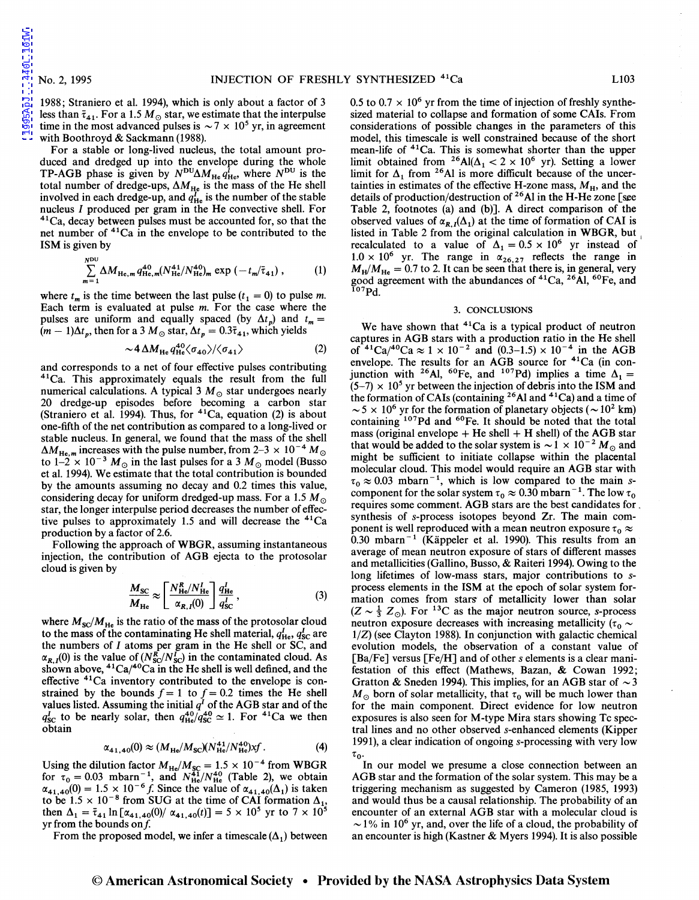1988; Straniero et al. 1994), which is only about a factor of 3 less than $\bar{\tau}_{41}$. For a 1.5 $M_\odot$ star, we estimate that the interpulse time in the most advanced pulses is $\sim 7 \times 10^5$ yr, in agreement with Boothroyd & Sackmann (1988).

For a stable or long-lived nucleus, the total amount produced and dredged up into the envelope during the whole TP-AGB phase is given by $N^{\rm DU} \Delta M_{\rm He} q^I_{\rm He}$, where $N^{\rm DU}$ is the total number of dredge-ups, $\Delta M_{\rm He}$ is the mass of the He shell involved in each dredge-up, and $q^I_{\rm He}$ is the number of the stable nucleus $I$ produced per gram in the He convective shell. For $^{41}$Ca, decay between pulses must be accounted for, so that the net number of $^{41}$Ca in the envelope to be contributed to the ISM is given by

$$\sum_{m=1}^{N^{\rm DU}} \Delta M_{{\rm He},m} q^{40}_{{\rm He},m} (N^{41}_{\rm He}/N^{40}_{\rm He})_m \exp\left(-t_m/\bar{\tau}_{41}\right) , \tag{1}$$

where $t_m$ is the time between the last pulse ($t_1 = 0$) to pulse $m$. Each term is evaluated at pulse $m$. For the case where the pulses are uniform and equally spaced (by $\Delta t_p$) and $t_m = (m-1)\Delta t_p$, then for a 3 $M_\odot$ star, $\Delta t_p = 0.3\bar{\tau}_{41}$, which yields

$$\sim 4 \, \Delta M_{\rm He} q^{40}_{\rm He} \langle \sigma_{40} \rangle / \langle \sigma_{41} \rangle \tag{2}$$

and corresponds to a net of four effective pulses contributing $^{41}$Ca. This approximately equals the result from the full numerical calculations. A typical 3 $M_\odot$ star undergoes nearly 20 dredge-up episodes before becoming a carbon star (Straniero et al. 1994). Thus, for $^{41}$Ca, equation (2) is about one-fifth of the net contribution as compared to a long-lived or stable nucleus. In general, we found that the mass of the shell $\Delta M_{{\rm He},m}$ increases with the pulse number, from 2–3 $\times 10^{-4}$ $M_\odot$ to 1–2 $\times 10^{-3}$ $M_\odot$ in the last pulses for a 3 $M_\odot$ model (Busso et al. 1994). We estimate that the total contribution is bounded by the amounts assuming no decay and 0.2 times this value, considering decay for uniform dredged-up mass. For a 1.5 $M_\odot$ star, the longer interpulse period decreases the number of effective pulses to approximately 1.5 and will decrease the $^{41}$Ca production by a factor of 2.6.

Following the approach of WBGR, assuming instantaneous injection, the contribution of AGB ejecta to the protosolar cloud is given by

$$\frac{M_{\rm SC}}{M_{\rm He}} \approx \left[ \frac{N^R_{\rm He}/N^I_{\rm He}}{\alpha_{R,I}(0)} \right] \frac{q^I_{\rm He}}{q^I_{\rm SC}} , \tag{3}$$

where $M_{\rm SC}/M_{\rm He}$ is the ratio of the mass of the protosolar cloud to the mass of the contaminating He shell material, $q^I_{\rm He}$, $q^I_{\rm SC}$ are the numbers of $I$ atoms per gram in the He shell or SC, and $\alpha_{R,I}(0)$ is the value of $(N^R_{\rm SC}/N^I_{\rm SC})$ in the contaminated cloud. As shown above, $^{41}$Ca/$^{40}$Ca in the He shell is well defined, and the effective $^{41}$Ca inventory contributed to the envelope is constrained by the bounds $f = 1$ to $f = 0.2$ times the He shell values listed. Assuming the initial $q^I$ of the AGB star and of the $q^I_{\rm SC}$ to be nearly solar, then $q^{40}_{\rm He}/q^{40}_{\rm SC} \simeq 1$. For $^{41}$Ca we then obtain

$$\alpha_{41,40}(0) \approx (M_{\rm He}/M_{\rm SC})(N^{41}_{\rm He}/N^{40}_{\rm He}) x f . \tag{4}$$

Using the dilution factor $M_{\rm He}/M_{\rm SC} = 1.5 \times 10^{-4}$ from WBGR for $\tau_0 = 0.03$ mbarn$^{-1}$, and $N^{41}_{\rm He}/N^{40}_{\rm He}$ (Table 2), we obtain $\alpha_{41,40}(0) = 1.5 \times 10^{-6} f$. Since the value of $\alpha_{41,40}(\Delta_1)$ is taken to be $1.5 \times 10^{-8}$ from SUG at the time of CAI formation $\Delta_1$, then $\Delta_1 = \bar{\tau}_{41} \ln[\alpha_{41,40}(0)/\alpha_{41,40}(t)] = 5 \times 10^5$ yr to $7 \times 10^5$ yr from the bounds on $f$.

From the proposed model, we infer a timescale ($\Delta_1$) between 0.5 to 0.7 $\times 10^6$ yr from the time of injection of freshly synthesized material to collapse and formation of some CAIs. From considerations of possible changes in the parameters of this model, this timescale is well constrained because of the short mean-life of $^{41}$Ca. This is somewhat shorter than the upper limit obtained from $^{26}$Al($\Delta_1 < 2 \times 10^6$ yr). Setting a lower limit for $\Delta_1$ from $^{26}$Al is more difficult because of the uncertainties in estimates of the effective H-zone mass, $M_{\rm H}$, and the details of production/destruction of $^{26}$Al in the H-He zone [see Table 2, footnotes (a) and (b)]. A direct comparison of the observed values of $\alpha_{R,I}(\Delta_1)$ at the time of formation of CAI is listed in Table 2 from the original calculation in WBGR, but recalculated to a value of $\Delta_1 = 0.5 \times 10^6$ yr instead of $1.0 \times 10^6$ yr. The range in $\alpha_{26,27}$ reflects the range in $M_{\rm H}/M_{\rm He} = 0.7$ to 2. It can be seen that there is, in general, very good agreement with the abundances of $^{41}$Ca, $^{26}$Al, $^{60}$Fe, and $^{107}$Pd.

## 3. CONCLUSIONS

We have shown that $^{41}$Ca is a typical product of neutron captures in AGB stars with a production ratio in the He shell of $^{41}$Ca/$^{40}$Ca $\approx 1 \times 10^{-2}$ and (0.3–1.5) $\times 10^{-4}$ in the AGB envelope. The results for an AGB source for $^{41}$Ca (in conjunction with $^{26}$Al, $^{60}$Fe, and $^{107}$Pd) implies a time $\Delta_1 =$ (5–7) $\times 10^5$ yr between the injection of debris into the ISM and the formation of CAIs (containing $^{26}$Al and $^{41}$Ca) and a time of $\sim 5 \times 10^6$ yr for the formation of planetary objects ($\sim 10^2$ km) containing $^{107}$Pd and $^{60}$Fe. It should be noted that the total mass (original envelope + He shell + H shell) of the AGB star that would be added to the solar system is $\sim 1 \times 10^{-2}$ $M_\odot$ and might be sufficient to initiate collapse within the placental molecular cloud. This model would require an AGB star with $\tau_0 \approx 0.03$ mbarn$^{-1}$, which is low compared to the main s-component for the solar system $\tau_0 \approx 0.30$ mbarn$^{-1}$. The low $\tau_0$ requires some comment. AGB stars are the best candidates for synthesis of s-process isotopes beyond Zr. The main component is well reproduced with a mean neutron exposure $\tau_0 \approx 0.30$ mbarn$^{-1}$ (Käppeler et al. 1990). This results from an average of mean neutron exposure of stars of different masses and metallicities (Gallino, Busso, & Raiteri 1994). Owing to the long lifetimes of low-mass stars, major contributions to s-process elements in the ISM at the epoch of solar system formation comes from stars of metallicity lower than solar ($Z \sim \frac{1}{3} Z_\odot$). For $^{13}$C as the major neutron source, s-process neutron exposure decreases with increasing metallicity ($\tau_0 \sim 1/Z$) (see Clayton 1988). In conjunction with galactic chemical evolution models, the observation of a constant value of [Ba/Fe] versus [Fe/H] and of other s elements is a clear manifestation of this effect (Mathews, Bazan, & Cowan 1992; Gratton & Sneden 1994). This implies, for an AGB star of $\sim 3$ $M_\odot$ born of solar metallicity, that $\tau_0$ will be much lower than for the main component. Direct evidence for low neutron exposures is also seen for M-type Mira stars showing Tc spectral lines and no other observed s-enhanced elements (Kipper 1991), a clear indication of ongoing s-processing with very low $\tau_0$.

In our model we presume a close connection between an AGB star and the formation of the solar system. This may be a triggering mechanism as suggested by Cameron (1985, 1993) and would thus be a causal relationship. The probability of an encounter of an external AGB star with a molecular cloud is $\sim 1$% in $10^6$ yr, and, over the life of a cloud, the probability of an encounter is high (Kastner & Myers 1994). It is also possible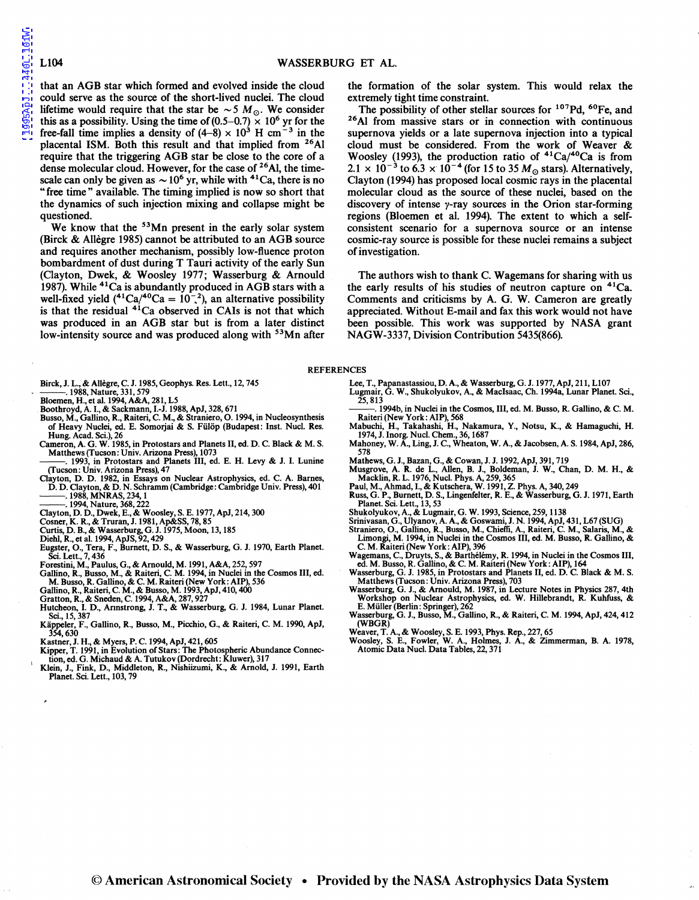that an AGB star which formed and evolved inside the cloud could serve as the source of the short-lived nuclei. The cloud lifetime would require that the star be $\sim 5\ M_{\odot}$. We consider this as a possibility. Using the time of $(0.5–0.7) \times 10^6$ yr for the free-fall time implies a density of $(4–8) \times 10^3$ H $cm^{-3}$ in the placental ISM. Both this result and that implied from $^{26}$Al require that the triggering AGB star be close to the core of a dense molecular cloud. However, for the case of $^{26}$Al, the time-scale can only be given as $\sim 10^6$ yr, while with $^{41}$Ca, there is no "free time" available. The timing implied is now so short that the dynamics of such injection mixing and collapse might be questioned.

We know that the $^{53}$Mn present in the early solar system (Birck & Allègre 1985) cannot be attributed to an AGB source and requires another mechanism, possibly low-fluence proton bombardment of dust during T Tauri activity of the early Sun (Clayton, Dwek, & Woosley 1977; Wasserburg & Arnould 1987). While $^{41}$Ca is abundantly produced in AGB stars with a well-fixed yield ($^{41}$Ca/$^{40}$Ca $= 10^{-2}$), an alternative possibility is that the residual $^{41}$Ca observed in CAIs is not that which was produced in an AGB star but is from a later distinct low-intensity source and was produced along with $^{53}$Mn after the formation of the solar system. This would relax the extremely tight time constraint.

The possibility of other stellar sources for $^{107}$Pd, $^{60}$Fe, and $^{26}$Al from massive stars or in connection with continuous supernova yields or a late supernova injection into a typical cloud must be considered. From the work of Weaver & Woosley (1993), the production ratio of $^{41}$Ca/$^{40}$Ca is from $2.1 \times 10^{-3}$ to $6.3 \times 10^{-4}$ (for 15 to 35 $M_{\odot}$ stars). Alternatively, Clayton (1994) has proposed local cosmic rays in the placental molecular cloud as the source of these nuclei, based on the discovery of intense $\gamma$-ray sources in the Orion star-forming regions (Bloemen et al. 1994). The extent to which a self-consistent scenario for a supernova source or an intense cosmic-ray source is possible for these nuclei remains a subject of investigation.

The authors wish to thank C. Wagemans for sharing with us the early results of his studies of neutron capture on $^{41}$Ca. Comments and criticisms by A. G. W. Cameron are greatly appreciated. Without E-mail and fax this work would not have been possible. This work was supported by NASA grant NAGW-3337, Division Contribution 5435(866).

## REFERENCES

Birck, J. L., & Allègre, C. J. 1985, Geophys. Res. Lett., 12, 745
———. 1988, Nature, 331, 579
Bloemen, H., et al. 1994, A&A, 281, L5
Boothroyd, A. I., & Sackmann, I.-J. 1988, ApJ, 328, 671
Busso, M., Gallino, R., Raiteri, C. M., & Straniero, O. 1994, in Nucleosynthesis of Heavy Nuclei, ed. E. Somorjai & S. Fülöp (Budapest: Inst. Nucl. Res. Hung. Acad. Sci.), 26
Cameron, A. G. W. 1985, in Protostars and Planets II, ed. D. C. Black & M. S. Matthews (Tucson: Univ. Arizona Press), 1073
———. 1993, in Protostars and Planets III, ed. E. H. Levy & J. I. Lunine (Tucson: Univ. Arizona Press), 47
Clayton, D. D. 1982, in Essays on Nuclear Astrophysics, ed. C. A. Barnes, D. D. Clayton, & D. N. Schramm (Cambridge: Cambridge Univ. Press), 401
———. 1988, MNRAS, 234, 1
———. 1994, Nature, 368, 222
Clayton, D. D., Dwek, E., & Woosley, S. E. 1977, ApJ, 214, 300
Cosner, K. R., & Truran, J. 1981, Ap&SS, 78, 85
Curtis, D. B., & Wasserburg, G. J. 1975, Moon, 13, 185
Diehl, R., et al. 1994, ApJS, 92, 429
Eugster, O., Tera, F., Burnett, D. S., & Wasserburg, G. J. 1970, Earth Planet. Sci. Lett., 7, 436
Forestini, M., Paulus, G., & Arnould, M. 1991, A&A, 252, 597
Gallino, R., Busso, M., & Raiteri, C. M. 1994, in Nuclei in the Cosmos III, ed. M. Busso, R. Gallino, & C. M. Raiteri (New York: AIP), 536
Gallino, R., Raiteri, C. M., & Busso, M. 1993, ApJ, 410, 400
Gratton, R., & Sneden, C. 1994, A&A, 287, 927
Hutcheon, I. D., Armstrong, J. T., & Wasserburg, G. J. 1984, Lunar Planet. Sci., 15, 387
Käppeler, F., Gallino, R., Busso, M., Picchio, G., & Raiteri, C. M. 1990, ApJ, 354, 630
Kastner, J. H., & Myers, P. C. 1994, ApJ, 421, 605
Kipper, T. 1991, in Evolution of Stars: The Photospheric Abundance Connection, ed. G. Michaud & A. Tutukov (Dordrecht: Kluwer), 317
Klein, J., Fink, D., Middleton, R., Nishiizumi, K., & Arnold, J. 1991, Earth Planet. Sci. Lett., 103, 79
Lee, T., Papanastassiou, D. A., & Wasserburg, G. J. 1977, ApJ, 211, L107
Lugmair, G. W., Shukolyukov, A., & MacIsaac, Ch. 1994a, Lunar Planet. Sci., 25, 813
———. 1994b, in Nuclei in the Cosmos, III, ed. M. Busso, R. Gallino, & C. M. Raiteri (New York: AIP), 568
Mabuchi, H., Takahashi, H., Nakamura, Y., Notsu, K., & Hamaguchi, H. 1974, J. Inorg. Nucl. Chem., 36, 1687
Mahoney, W. A., Ling, J. C., Wheaton, W. A., & Jacobsen, A. S. 1984, ApJ, 286, 578
Mathews, G. J., Bazan, G., & Cowan, J. J. 1992, ApJ, 391, 719
Musgrove, A. R. de L., Allen, B. J., Boldeman, J. W., Chan, D. M. H., & Macklin, R. L. 1976, Nucl. Phys. A, 259, 365
Paul, M., Ahmad, I., & Kutschera, W. 1991, Z. Phys. A, 340, 249
Russ, G. P., Burnett, D. S., Lingenfelter, R. E., & Wasserburg, G. J. 1971, Earth Planet. Sci. Lett., 13, 53
Shukolyukov, A., & Lugmair, G. W. 1993, Science, 259, 1138
Srinivasan, G., Ulyanov, A. A., & Goswami, J. N. 1994, ApJ, 431, L67 (SUG)
Straniero, O., Gallino, R., Busso, M., Chieffi, A., Raiteri, C. M., Salaris, M., & Limongi, M. 1994, in Nuclei in the Cosmos III, ed. M. Busso, R. Gallino, & C. M. Raiteri (New York: AIP), 396
Wagemans, C., Druyts, S., & Barthélémy, R. 1994, in Nuclei in the Cosmos III, ed. M. Busso, R. Gallino, & C. M. Raiteri (New York: AIP), 164
Wasserburg, G. J. 1985, in Protostars and Planets II, ed. D. C. Black & M. S. Matthews (Tucson: Univ. Arizona Press), 703
Wasserburg, G. J., & Arnould, M. 1987, in Lecture Notes in Physics 287, 4th Workshop on Nuclear Astrophysics, ed. W. Hillebrandt, R. Kuhfuss, & E. Müller (Berlin: Springer), 262
Wasserburg, G. J., Busso, M., Gallino, R., & Raiteri, C. M. 1994, ApJ, 424, 412 (WBGR)
Weaver, T. A., & Woosley, S. E. 1993, Phys. Rep., 227, 65
Woosley, S. E., Fowler, W. A., Holmes, J. A., & Zimmerman, B. A. 1978, Atomic Data Nucl. Data Tables, 22, 371